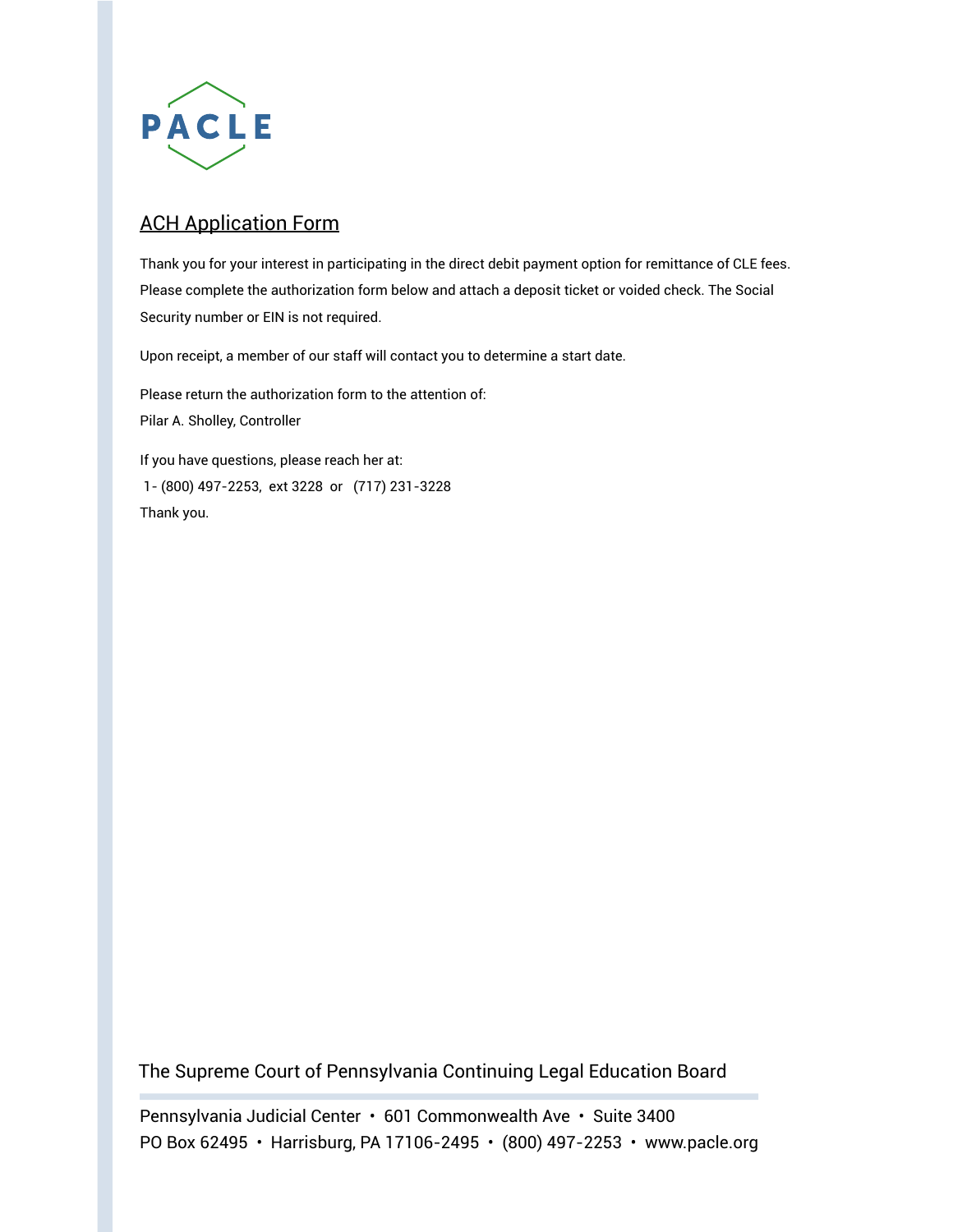PACLE

## ACH Application Form

Thank you for your interest in participating in the direct debit payment option for remittance of CLE fees. Please complete the authorization form below and attach a deposit ticket or voided check. The Social Security number or EIN is not required.

Upon receipt, a member of our staff will contact you to determine a start date.

Please return the authorization form to the attention of:
Pilar A. Sholley, Controller

If you have questions, please reach her at:
1- (800) 497-2253, ext 3228 or (717) 231-3228
Thank you.

The Supreme Court of Pennsylvania Continuing Legal Education Board

Pennsylvania Judicial Center • 601 Commonwealth Ave • Suite 3400
PO Box 62495 • Harrisburg, PA 17106-2495 • (800) 497-2253 • www.pacle.org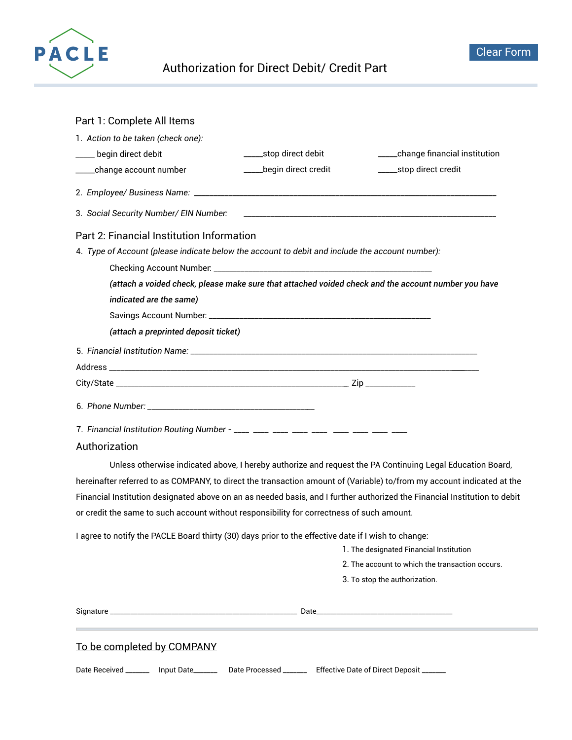PACLE

Clear Form

# Authorization for Direct Debit/ Credit Part

## Part 1: Complete All Items

1. *Action to be taken (check one):*

_____ begin direct debit _____stop direct debit _____change financial institution

_____change account number _____begin direct credit _____stop direct credit

2. *Employee/ Business Name:* ________________________________________________

3. *Social Security Number/ EIN Number:* ________________________________________________

## Part 2: Financial Institution Information

4. *Type of Account (please indicate below the account to debit and include the account number):*

   Checking Account Number: ________________________________________________

   ***(attach a voided check, please make sure that attached voided check and the account number you have indicated are the same)***

   Savings Account Number: ________________________________________________

   ***(attach a preprinted deposit ticket)***

5. *Financial Institution Name:* ________________________________________________

Address ________________________________________________

City/State ________________________________________________ Zip ____________

6. *Phone Number:* ________________________________________

7. *Financial Institution Routing Number -* ____ ____ ____ ____ ____ ____ ____ ____ ____

## Authorization

Unless otherwise indicated above, I hereby authorize and request the PA Continuing Legal Education Board, hereinafter referred to as COMPANY, to direct the transaction amount of (Variable) to/from my account indicated at the Financial Institution designated above on an as needed basis, and I further authorized the Financial Institution to debit or credit the same to such account without responsibility for correctness of such amount.

I agree to notify the PACLE Board thirty (30) days prior to the effective date if I wish to change:

1. The designated Financial Institution
2. The account to which the transaction occurs.
3. To stop the authorization.

Signature ________________________________________________ Date____________________________________

## To be completed by COMPANY

Date Received ______ Input Date______ Date Processed ______ Effective Date of Direct Deposit ______